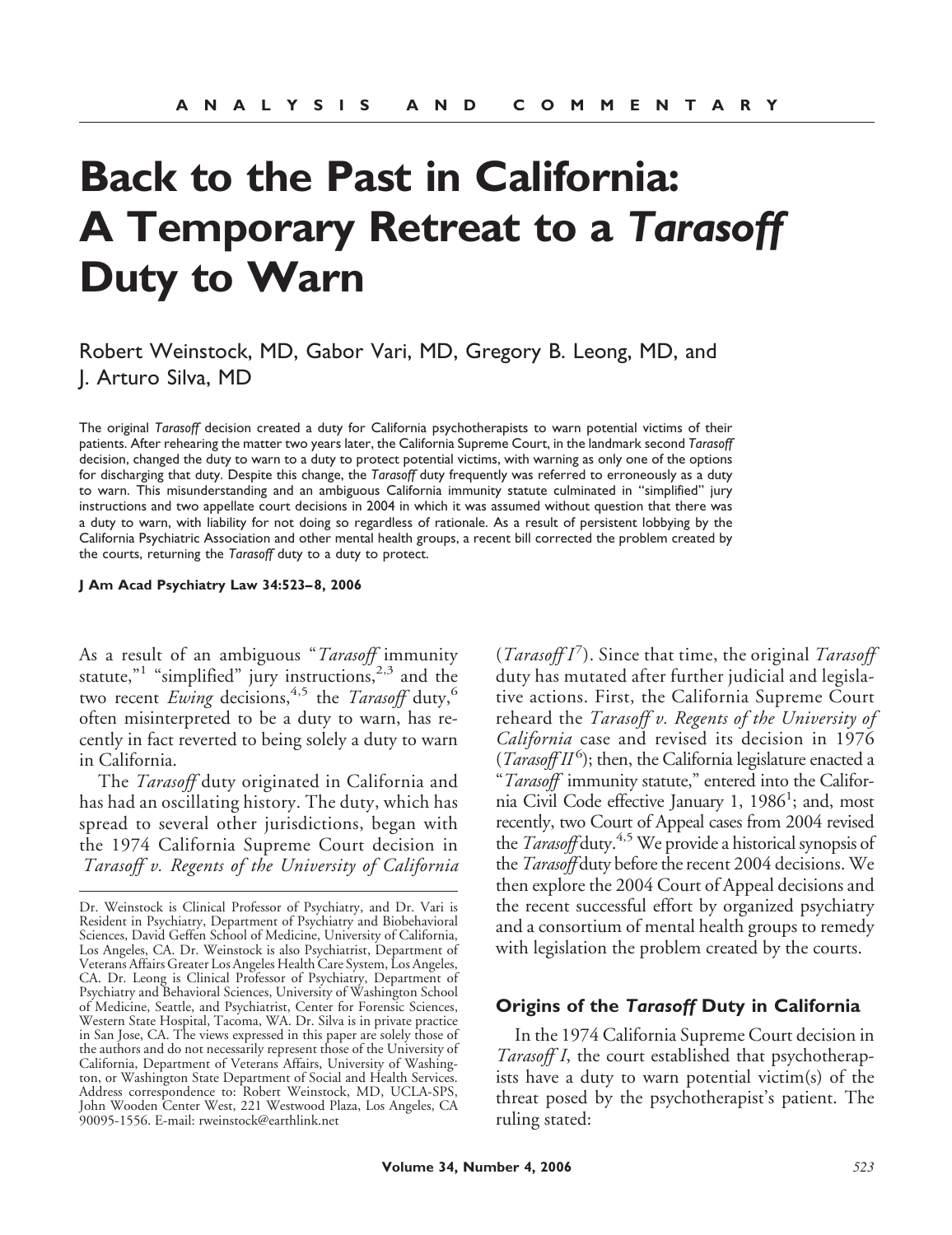ANALYSIS AND COMMENTARY

# Back to the Past in California: A Temporary Retreat to a *Tarasoff* Duty to Warn

Robert Weinstock, MD, Gabor Vari, MD, Gregory B. Leong, MD, and J. Arturo Silva, MD

The original *Tarasoff* decision created a duty for California psychotherapists to warn potential victims of their patients. After rehearing the matter two years later, the California Supreme Court, in the landmark second *Tarasoff* decision, changed the duty to warn to a duty to protect potential victims, with warning as only one of the options for discharging that duty. Despite this change, the *Tarasoff* duty frequently was referred to erroneously as a duty to warn. This misunderstanding and an ambiguous California immunity statute culminated in "simplified" jury instructions and two appellate court decisions in 2004 in which it was assumed without question that there was a duty to warn, with liability for not doing so regardless of rationale. As a result of persistent lobbying by the California Psychiatric Association and other mental health groups, a recent bill corrected the problem created by the courts, returning the *Tarasoff* duty to a duty to protect.

**J Am Acad Psychiatry Law 34:523–8, 2006**

As a result of an ambiguous "*Tarasoff* immunity statute,"[1] "simplified" jury instructions,[2,3] and the two recent *Ewing* decisions,[4,5] the *Tarasoff* duty,[6] often misinterpreted to be a duty to warn, has recently in fact reverted to being solely a duty to warn in California.

The *Tarasoff* duty originated in California and has had an oscillating history. The duty, which has spread to several other jurisdictions, began with the 1974 California Supreme Court decision in *Tarasoff v. Regents of the University of California* (*Tarasoff I*[7]). Since that time, the original *Tarasoff* duty has mutated after further judicial and legislative actions. First, the California Supreme Court reheard the *Tarasoff v. Regents of the University of California* case and revised its decision in 1976 (*Tarasoff II*[6]); then, the California legislature enacted a "*Tarasoff* immunity statute," entered into the California Civil Code effective January 1, 1986[1]; and, most recently, two Court of Appeal cases from 2004 revised the *Tarasoff* duty.[4,5] We provide a historical synopsis of the *Tarasoff* duty before the recent 2004 decisions. We then explore the 2004 Court of Appeal decisions and the recent successful effort by organized psychiatry and a consortium of mental health groups to remedy with legislation the problem created by the courts.

Dr. Weinstock is Clinical Professor of Psychiatry, and Dr. Vari is Resident in Psychiatry, Department of Psychiatry and Biobehavioral Sciences, David Geffen School of Medicine, University of California, Los Angeles, CA. Dr. Weinstock is also Psychiatrist, Department of Veterans Affairs Greater Los Angeles Health Care System, Los Angeles, CA. Dr. Leong is Clinical Professor of Psychiatry, Department of Psychiatry and Behavioral Sciences, University of Washington School of Medicine, Seattle, and Psychiatrist, Center for Forensic Sciences, Western State Hospital, Tacoma, WA. Dr. Silva is in private practice in San Jose, CA. The views expressed in this paper are solely those of the authors and do not necessarily represent those of the University of California, Department of Veterans Affairs, University of Washington, or Washington State Department of Social and Health Services. Address correspondence to: Robert Weinstock, MD, UCLA-SPS, John Wooden Center West, 221 Westwood Plaza, Los Angeles, CA 90095-1556. E-mail: rweinstock@earthlink.net

## Origins of the *Tarasoff* Duty in California

In the 1974 California Supreme Court decision in *Tarasoff I*, the court established that psychotherapists have a duty to warn potential victim(s) of the threat posed by the psychotherapist's patient. The ruling stated: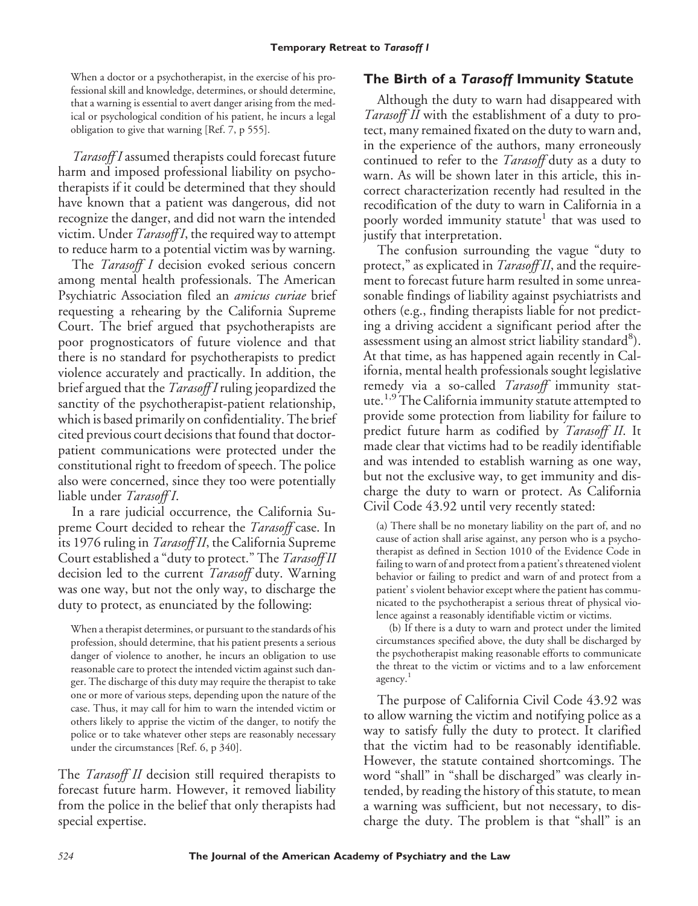> When a doctor or a psychotherapist, in the exercise of his professional skill and knowledge, determines, or should determine, that a warning is essential to avert danger arising from the medical or psychological condition of his patient, he incurs a legal obligation to give that warning [Ref. 7, p 555].

*Tarasoff I* assumed therapists could forecast future harm and imposed professional liability on psychotherapists if it could be determined that they should have known that a patient was dangerous, did not recognize the danger, and did not warn the intended victim. Under *Tarasoff I*, the required way to attempt to reduce harm to a potential victim was by warning.

The *Tarasoff I* decision evoked serious concern among mental health professionals. The American Psychiatric Association filed an *amicus curiae* brief requesting a rehearing by the California Supreme Court. The brief argued that psychotherapists are poor prognosticators of future violence and that there is no standard for psychotherapists to predict violence accurately and practically. In addition, the brief argued that the *Tarasoff I* ruling jeopardized the sanctity of the psychotherapist-patient relationship, which is based primarily on confidentiality. The brief cited previous court decisions that found that doctor-patient communications were protected under the constitutional right to freedom of speech. The police also were concerned, since they too were potentially liable under *Tarasoff I*.

In a rare judicial occurrence, the California Supreme Court decided to rehear the *Tarasoff* case. In its 1976 ruling in *Tarasoff II*, the California Supreme Court established a "duty to protect." The *Tarasoff II* decision led to the current *Tarasoff* duty. Warning was one way, but not the only way, to discharge the duty to protect, as enunciated by the following:

> When a therapist determines, or pursuant to the standards of his profession, should determine, that his patient presents a serious danger of violence to another, he incurs an obligation to use reasonable care to protect the intended victim against such danger. The discharge of this duty may require the therapist to take one or more of various steps, depending upon the nature of the case. Thus, it may call for him to warn the intended victim or others likely to apprise the victim of the danger, to notify the police or to take whatever other steps are reasonably necessary under the circumstances [Ref. 6, p 340].

The *Tarasoff II* decision still required therapists to forecast future harm. However, it removed liability from the police in the belief that only therapists had special expertise.

## The Birth of a *Tarasoff* Immunity Statute

Although the duty to warn had disappeared with *Tarasoff II* with the establishment of a duty to protect, many remained fixated on the duty to warn and, in the experience of the authors, many erroneously continued to refer to the *Tarasoff* duty as a duty to warn. As will be shown later in this article, this incorrect characterization recently had resulted in the recodification of the duty to warn in California in a poorly worded immunity statute[1] that was used to justify that interpretation.

The confusion surrounding the vague "duty to protect," as explicated in *Tarasoff II*, and the requirement to forecast future harm resulted in some unreasonable findings of liability against psychiatrists and others (e.g., finding therapists liable for not predicting a driving accident a significant period after the assessment using an almost strict liability standard[8]). At that time, as has happened again recently in California, mental health professionals sought legislative remedy via a so-called *Tarasoff* immunity statute.[1,9] The California immunity statute attempted to provide some protection from liability for failure to predict future harm as codified by *Tarasoff II*. It made clear that victims had to be readily identifiable and was intended to establish warning as one way, but not the exclusive way, to get immunity and discharge the duty to warn or protect. As California Civil Code 43.92 until very recently stated:

> (a) There shall be no monetary liability on the part of, and no cause of action shall arise against, any person who is a psychotherapist as defined in Section 1010 of the Evidence Code in failing to warn of and protect from a patient's threatened violent behavior or failing to predict and warn of and protect from a patient' s violent behavior except where the patient has communicated to the psychotherapist a serious threat of physical violence against a reasonably identifiable victim or victims.
>
> (b) If there is a duty to warn and protect under the limited circumstances specified above, the duty shall be discharged by the psychotherapist making reasonable efforts to communicate the threat to the victim or victims and to a law enforcement agency.[1]

The purpose of California Civil Code 43.92 was to allow warning the victim and notifying police as a way to satisfy fully the duty to protect. It clarified that the victim had to be reasonably identifiable. However, the statute contained shortcomings. The word "shall" in "shall be discharged" was clearly intended, by reading the history of this statute, to mean a warning was sufficient, but not necessary, to discharge the duty. The problem is that "shall" is an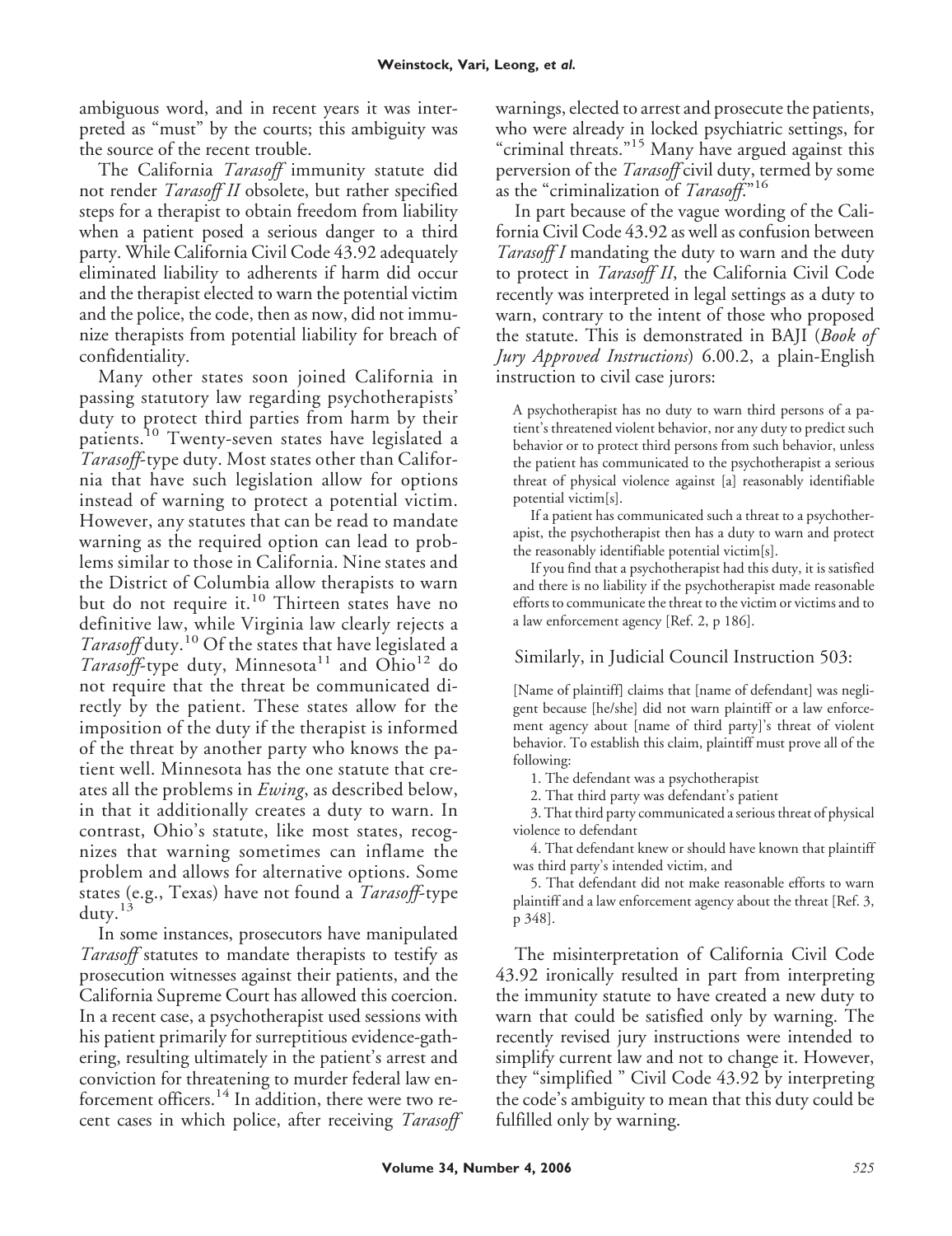ambiguous word, and in recent years it was interpreted as "must" by the courts; this ambiguity was the source of the recent trouble.

The California *Tarasoff* immunity statute did not render *Tarasoff II* obsolete, but rather specified steps for a therapist to obtain freedom from liability when a patient posed a serious danger to a third party. While California Civil Code 43.92 adequately eliminated liability to adherents if harm did occur and the therapist elected to warn the potential victim and the police, the code, then as now, did not immunize therapists from potential liability for breach of confidentiality.

Many other states soon joined California in passing statutory law regarding psychotherapists' duty to protect third parties from harm by their patients.[10] Twenty-seven states have legislated a *Tarasoff*-type duty. Most states other than California that have such legislation allow for options instead of warning to protect a potential victim. However, any statutes that can be read to mandate warning as the required option can lead to problems similar to those in California. Nine states and the District of Columbia allow therapists to warn but do not require it.[10] Thirteen states have no definitive law, while Virginia law clearly rejects a *Tarasoff* duty.[10] Of the states that have legislated a *Tarasoff*-type duty, Minnesota[11] and Ohio[12] do not require that the threat be communicated directly by the patient. These states allow for the imposition of the duty if the therapist is informed of the threat by another party who knows the patient well. Minnesota has the one statute that creates all the problems in *Ewing*, as described below, in that it additionally creates a duty to warn. In contrast, Ohio's statute, like most states, recognizes that warning sometimes can inflame the problem and allows for alternative options. Some states (e.g., Texas) have not found a *Tarasoff*-type duty.[13]

In some instances, prosecutors have manipulated *Tarasoff* statutes to mandate therapists to testify as prosecution witnesses against their patients, and the California Supreme Court has allowed this coercion. In a recent case, a psychotherapist used sessions with his patient primarily for surreptitious evidence-gathering, resulting ultimately in the patient's arrest and conviction for threatening to murder federal law enforcement officers.[14] In addition, there were two recent cases in which police, after receiving *Tarasoff* warnings, elected to arrest and prosecute the patients, who were already in locked psychiatric settings, for "criminal threats."[15] Many have argued against this perversion of the *Tarasoff* civil duty, termed by some as the "criminalization of *Tarasoff*."[16]

In part because of the vague wording of the California Civil Code 43.92 as well as confusion between *Tarasoff I* mandating the duty to warn and the duty to protect in *Tarasoff II*, the California Civil Code recently was interpreted in legal settings as a duty to warn, contrary to the intent of those who proposed the statute. This is demonstrated in BAJI (*Book of Jury Approved Instructions*) 6.00.2, a plain-English instruction to civil case jurors:

> A psychotherapist has no duty to warn third persons of a patient's threatened violent behavior, nor any duty to predict such behavior or to protect third persons from such behavior, unless the patient has communicated to the psychotherapist a serious threat of physical violence against [a] reasonably identifiable potential victim[s].
>
> If a patient has communicated such a threat to a psychotherapist, the psychotherapist then has a duty to warn and protect the reasonably identifiable potential victim[s].
>
> If you find that a psychotherapist had this duty, it is satisfied and there is no liability if the psychotherapist made reasonable efforts to communicate the threat to the victim or victims and to a law enforcement agency [Ref. 2, p 186].

Similarly, in Judicial Council Instruction 503:

> [Name of plaintiff] claims that [name of defendant] was negligent because [he/she] did not warn plaintiff or a law enforcement agency about [name of third party]'s threat of violent behavior. To establish this claim, plaintiff must prove all of the following:
>
> 1. The defendant was a psychotherapist
> 2. That third party was defendant's patient
> 3. That third party communicated a serious threat of physical violence to defendant
> 4. That defendant knew or should have known that plaintiff was third party's intended victim, and
> 5. That defendant did not make reasonable efforts to warn plaintiff and a law enforcement agency about the threat [Ref. 3, p 348].

The misinterpretation of California Civil Code 43.92 ironically resulted in part from interpreting the immunity statute to have created a new duty to warn that could be satisfied only by warning. The recently revised jury instructions were intended to simplify current law and not to change it. However, they "simplified " Civil Code 43.92 by interpreting the code's ambiguity to mean that this duty could be fulfilled only by warning.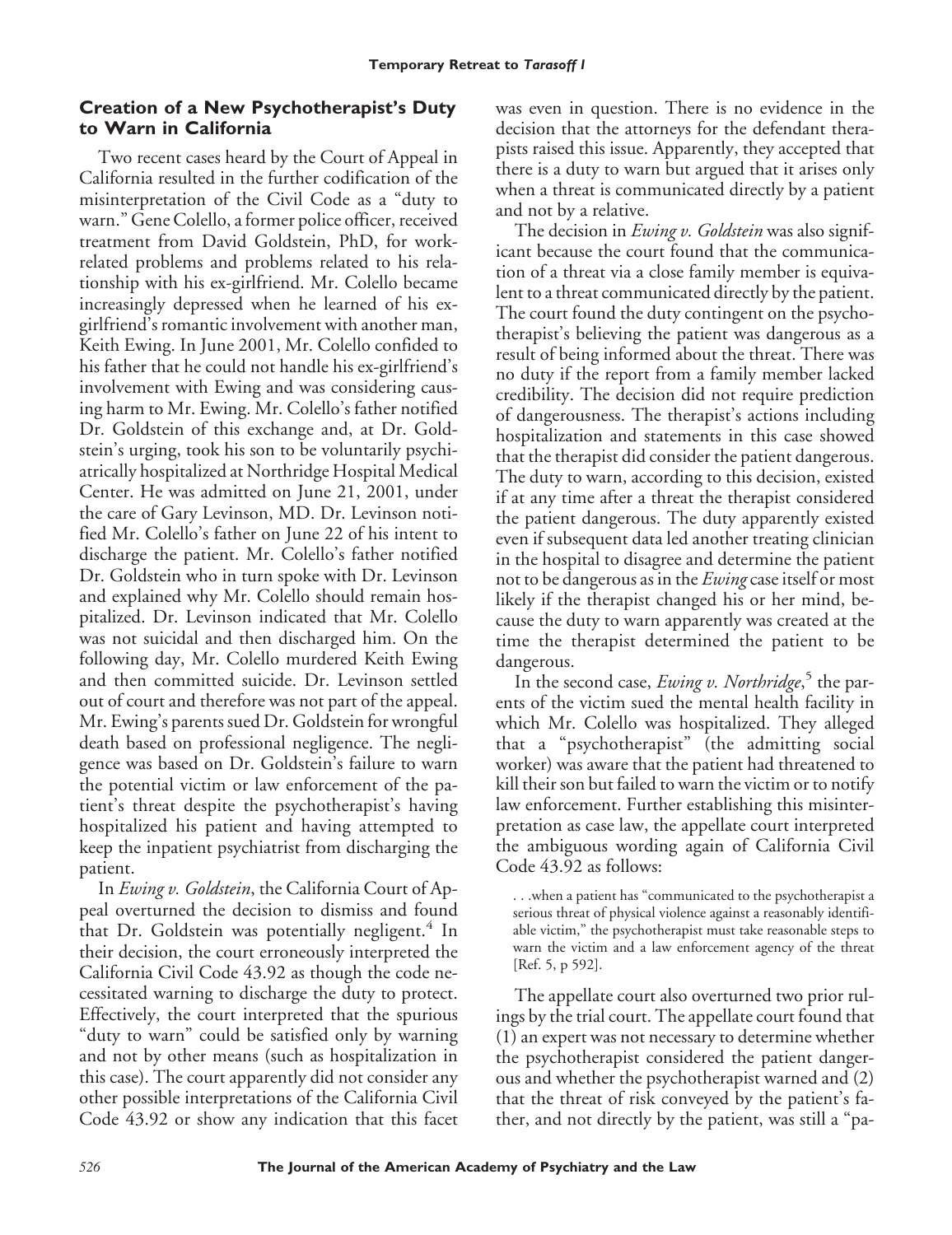## Creation of a New Psychotherapist's Duty to Warn in California

Two recent cases heard by the Court of Appeal in California resulted in the further codification of the misinterpretation of the Civil Code as a "duty to warn." Gene Colello, a former police officer, received treatment from David Goldstein, PhD, for work-related problems and problems related to his relationship with his ex-girlfriend. Mr. Colello became increasingly depressed when he learned of his ex-girlfriend's romantic involvement with another man, Keith Ewing. In June 2001, Mr. Colello confided to his father that he could not handle his ex-girlfriend's involvement with Ewing and was considering causing harm to Mr. Ewing. Mr. Colello's father notified Dr. Goldstein of this exchange and, at Dr. Goldstein's urging, took his son to be voluntarily psychiatrically hospitalized at Northridge Hospital Medical Center. He was admitted on June 21, 2001, under the care of Gary Levinson, MD. Dr. Levinson notified Mr. Colello's father on June 22 of his intent to discharge the patient. Mr. Colello's father notified Dr. Goldstein who in turn spoke with Dr. Levinson and explained why Mr. Colello should remain hospitalized. Dr. Levinson indicated that Mr. Colello was not suicidal and then discharged him. On the following day, Mr. Colello murdered Keith Ewing and then committed suicide. Dr. Levinson settled out of court and therefore was not part of the appeal. Mr. Ewing's parents sued Dr. Goldstein for wrongful death based on professional negligence. The negligence was based on Dr. Goldstein's failure to warn the potential victim or law enforcement of the patient's threat despite the psychotherapist's having hospitalized his patient and having attempted to keep the inpatient psychiatrist from discharging the patient.

In *Ewing v. Goldstein*, the California Court of Appeal overturned the decision to dismiss and found that Dr. Goldstein was potentially negligent.[4] In their decision, the court erroneously interpreted the California Civil Code 43.92 as though the code necessitated warning to discharge the duty to protect. Effectively, the court interpreted that the spurious "duty to warn" could be satisfied only by warning and not by other means (such as hospitalization in this case). The court apparently did not consider any other possible interpretations of the California Civil Code 43.92 or show any indication that this facet was even in question. There is no evidence in the decision that the attorneys for the defendant therapists raised this issue. Apparently, they accepted that there is a duty to warn but argued that it arises only when a threat is communicated directly by a patient and not by a relative.

The decision in *Ewing v. Goldstein* was also significant because the court found that the communication of a threat via a close family member is equivalent to a threat communicated directly by the patient. The court found the duty contingent on the psychotherapist's believing the patient was dangerous as a result of being informed about the threat. There was no duty if the report from a family member lacked credibility. The decision did not require prediction of dangerousness. The therapist's actions including hospitalization and statements in this case showed that the therapist did consider the patient dangerous. The duty to warn, according to this decision, existed if at any time after a threat the therapist considered the patient dangerous. The duty apparently existed even if subsequent data led another treating clinician in the hospital to disagree and determine the patient not to be dangerous as in the *Ewing* case itself or most likely if the therapist changed his or her mind, because the duty to warn apparently was created at the time the therapist determined the patient to be dangerous.

In the second case, *Ewing v. Northridge*,[5] the parents of the victim sued the mental health facility in which Mr. Colello was hospitalized. They alleged that a "psychotherapist" (the admitting social worker) was aware that the patient had threatened to kill their son but failed to warn the victim or to notify law enforcement. Further establishing this misinterpretation as case law, the appellate court interpreted the ambiguous wording again of California Civil Code 43.92 as follows:

> . . .when a patient has "communicated to the psychotherapist a serious threat of physical violence against a reasonably identifiable victim," the psychotherapist must take reasonable steps to warn the victim and a law enforcement agency of the threat [Ref. 5, p 592].

The appellate court also overturned two prior rulings by the trial court. The appellate court found that (1) an expert was not necessary to determine whether the psychotherapist considered the patient dangerous and whether the psychotherapist warned and (2) that the threat of risk conveyed by the patient's father, and not directly by the patient, was still a "pa-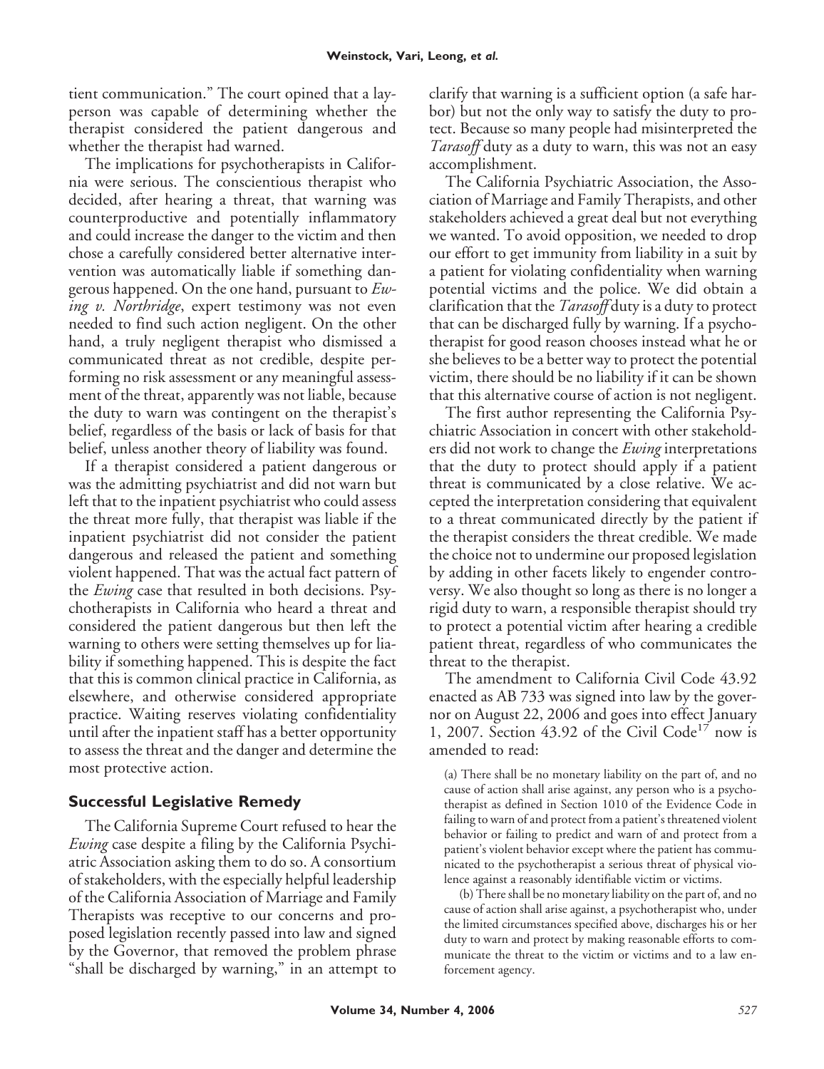tient communication." The court opined that a layperson was capable of determining whether the therapist considered the patient dangerous and whether the therapist had warned.

The implications for psychotherapists in California were serious. The conscientious therapist who decided, after hearing a threat, that warning was counterproductive and potentially inflammatory and could increase the danger to the victim and then chose a carefully considered better alternative intervention was automatically liable if something dangerous happened. On the one hand, pursuant to *Ewing v. Northridge*, expert testimony was not even needed to find such action negligent. On the other hand, a truly negligent therapist who dismissed a communicated threat as not credible, despite performing no risk assessment or any meaningful assessment of the threat, apparently was not liable, because the duty to warn was contingent on the therapist's belief, regardless of the basis or lack of basis for that belief, unless another theory of liability was found.

If a therapist considered a patient dangerous or was the admitting psychiatrist and did not warn but left that to the inpatient psychiatrist who could assess the threat more fully, that therapist was liable if the inpatient psychiatrist did not consider the patient dangerous and released the patient and something violent happened. That was the actual fact pattern of the *Ewing* case that resulted in both decisions. Psychotherapists in California who heard a threat and considered the patient dangerous but then left the warning to others were setting themselves up for liability if something happened. This is despite the fact that this is common clinical practice in California, as elsewhere, and otherwise considered appropriate practice. Waiting reserves violating confidentiality until after the inpatient staff has a better opportunity to assess the threat and the danger and determine the most protective action.

## Successful Legislative Remedy

The California Supreme Court refused to hear the *Ewing* case despite a filing by the California Psychiatric Association asking them to do so. A consortium of stakeholders, with the especially helpful leadership of the California Association of Marriage and Family Therapists was receptive to our concerns and proposed legislation recently passed into law and signed by the Governor, that removed the problem phrase "shall be discharged by warning," in an attempt to clarify that warning is a sufficient option (a safe harbor) but not the only way to satisfy the duty to protect. Because so many people had misinterpreted the *Tarasoff* duty as a duty to warn, this was not an easy accomplishment.

The California Psychiatric Association, the Association of Marriage and Family Therapists, and other stakeholders achieved a great deal but not everything we wanted. To avoid opposition, we needed to drop our effort to get immunity from liability in a suit by a patient for violating confidentiality when warning potential victims and the police. We did obtain a clarification that the *Tarasoff* duty is a duty to protect that can be discharged fully by warning. If a psychotherapist for good reason chooses instead what he or she believes to be a better way to protect the potential victim, there should be no liability if it can be shown that this alternative course of action is not negligent.

The first author representing the California Psychiatric Association in concert with other stakeholders did not work to change the *Ewing* interpretations that the duty to protect should apply if a patient threat is communicated by a close relative. We accepted the interpretation considering that equivalent to a threat communicated directly by the patient if the therapist considers the threat credible. We made the choice not to undermine our proposed legislation by adding in other facets likely to engender controversy. We also thought so long as there is no longer a rigid duty to warn, a responsible therapist should try to protect a potential victim after hearing a credible patient threat, regardless of who communicates the threat to the therapist.

The amendment to California Civil Code 43.92 enacted as AB 733 was signed into law by the governor on August 22, 2006 and goes into effect January 1, 2007. Section 43.92 of the Civil Code[17] now is amended to read:

> (a) There shall be no monetary liability on the part of, and no cause of action shall arise against, any person who is a psychotherapist as defined in Section 1010 of the Evidence Code in failing to warn of and protect from a patient's threatened violent behavior or failing to predict and warn of and protect from a patient's violent behavior except where the patient has communicated to the psychotherapist a serious threat of physical violence against a reasonably identifiable victim or victims.
>
> (b) There shall be no monetary liability on the part of, and no cause of action shall arise against, a psychotherapist who, under the limited circumstances specified above, discharges his or her duty to warn and protect by making reasonable efforts to communicate the threat to the victim or victims and to a law enforcement agency.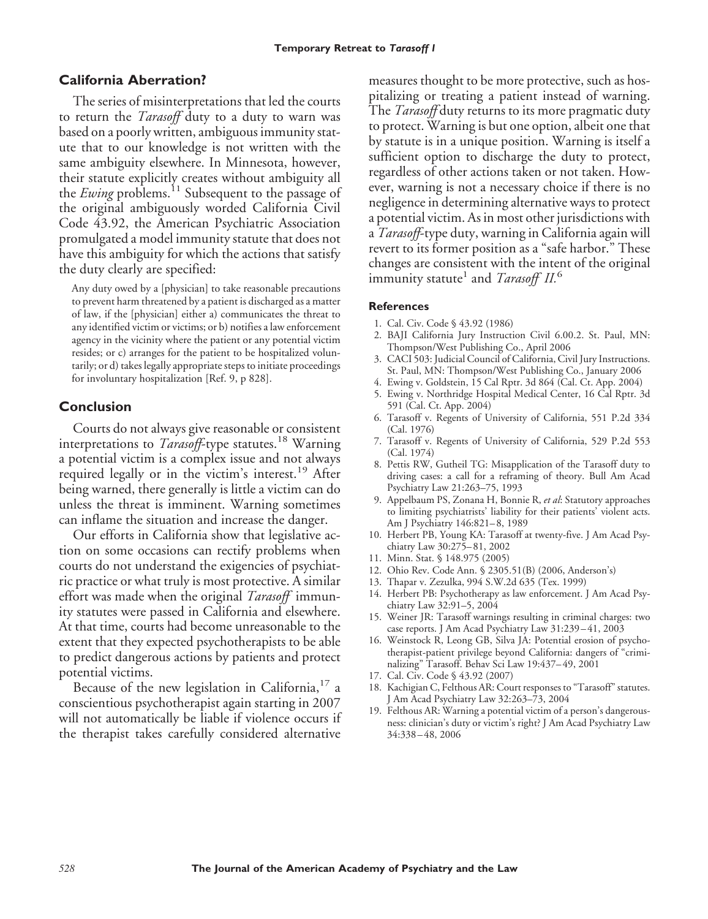## California Aberration?

The series of misinterpretations that led the courts to return the *Tarasoff* duty to a duty to warn was based on a poorly written, ambiguous immunity statute that to our knowledge is not written with the same ambiguity elsewhere. In Minnesota, however, their statute explicitly creates without ambiguity all the *Ewing* problems.[11] Subsequent to the passage of the original ambiguously worded California Civil Code 43.92, the American Psychiatric Association promulgated a model immunity statute that does not have this ambiguity for which the actions that satisfy the duty clearly are specified:

> Any duty owed by a [physician] to take reasonable precautions to prevent harm threatened by a patient is discharged as a matter of law, if the [physician] either a) communicates the threat to any identified victim or victims; or b) notifies a law enforcement agency in the vicinity where the patient or any potential victim resides; or c) arranges for the patient to be hospitalized voluntarily; or d) takes legally appropriate steps to initiate proceedings for involuntary hospitalization [Ref. 9, p 828].

## Conclusion

Courts do not always give reasonable or consistent interpretations to *Tarasoff*-type statutes.[18] Warning a potential victim is a complex issue and not always required legally or in the victim's interest.[19] After being warned, there generally is little a victim can do unless the threat is imminent. Warning sometimes can inflame the situation and increase the danger.

Our efforts in California show that legislative action on some occasions can rectify problems when courts do not understand the exigencies of psychiatric practice or what truly is most protective. A similar effort was made when the original *Tarasoff* immunity statutes were passed in California and elsewhere. At that time, courts had become unreasonable to the extent that they expected psychotherapists to be able to predict dangerous actions by patients and protect potential victims.

Because of the new legislation in California,[17] a conscientious psychotherapist again starting in 2007 will not automatically be liable if violence occurs if the therapist takes carefully considered alternative measures thought to be more protective, such as hospitalizing or treating a patient instead of warning. The *Tarasoff* duty returns to its more pragmatic duty to protect. Warning is but one option, albeit one that by statute is in a unique position. Warning is itself a sufficient option to discharge the duty to protect, regardless of other actions taken or not taken. However, warning is not a necessary choice if there is no negligence in determining alternative ways to protect a potential victim. As in most other jurisdictions with a *Tarasoff*-type duty, warning in California again will revert to its former position as a "safe harbor." These changes are consistent with the intent of the original immunity statute[1] and *Tarasoff II.*[6]

### References

1. Cal. Civ. Code § 43.92 (1986)
2. BAJI California Jury Instruction Civil 6.00.2. St. Paul, MN: Thompson/West Publishing Co., April 2006
3. CACI 503: Judicial Council of California, Civil Jury Instructions. St. Paul, MN: Thompson/West Publishing Co., January 2006
4. Ewing v. Goldstein, 15 Cal Rptr. 3d 864 (Cal. Ct. App. 2004)
5. Ewing v. Northridge Hospital Medical Center, 16 Cal Rptr. 3d 591 (Cal. Ct. App. 2004)
6. Tarasoff v. Regents of University of California, 551 P.2d 334 (Cal. 1976)
7. Tarasoff v. Regents of University of California, 529 P.2d 553 (Cal. 1974)
8. Pettis RW, Gutheil TG: Misapplication of the Tarasoff duty to driving cases: a call for a reframing of theory. Bull Am Acad Psychiatry Law 21:263–75, 1993
9. Appelbaum PS, Zonana H, Bonnie R, *et al*: Statutory approaches to limiting psychiatrists' liability for their patients' violent acts. Am J Psychiatry 146:821–8, 1989
10. Herbert PB, Young KA: Tarasoff at twenty-five. J Am Acad Psychiatry Law 30:275–81, 2002
11. Minn. Stat. § 148.975 (2005)
12. Ohio Rev. Code Ann. § 2305.51(B) (2006, Anderson's)
13. Thapar v. Zezulka, 994 S.W.2d 635 (Tex. 1999)
14. Herbert PB: Psychotherapy as law enforcement. J Am Acad Psychiatry Law 32:91–5, 2004
15. Weiner JR: Tarasoff warnings resulting in criminal charges: two case reports. J Am Acad Psychiatry Law 31:239–41, 2003
16. Weinstock R, Leong GB, Silva JA: Potential erosion of psychotherapist-patient privilege beyond California: dangers of "criminalizing" Tarasoff. Behav Sci Law 19:437–49, 2001
17. Cal. Civ. Code § 43.92 (2007)
18. Kachigian C, Felthous AR: Court responses to "Tarasoff" statutes. J Am Acad Psychiatry Law 32:263–73, 2004
19. Felthous AR: Warning a potential victim of a person's dangerousness: clinician's duty or victim's right? J Am Acad Psychiatry Law 34:338–48, 2006